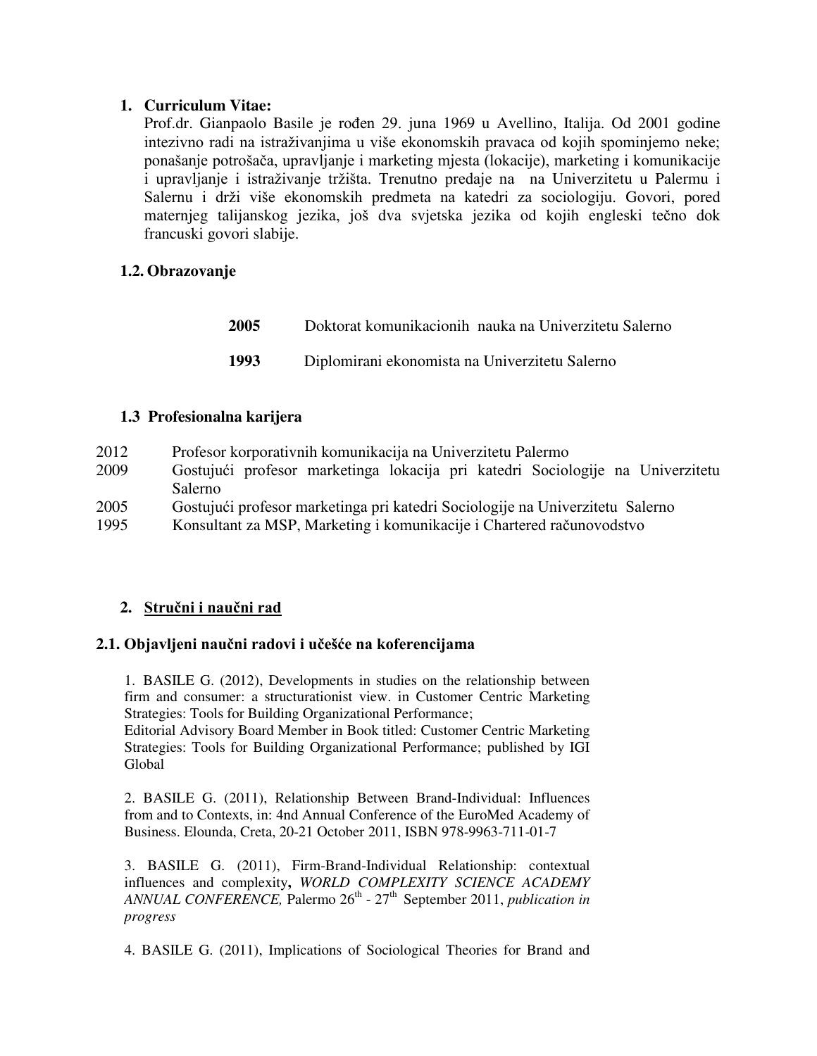## 1. Curriculum Vitae:

Prof.dr. Gianpaolo Basile je rođen 29. juna 1969 u Avellino, Italija. Od 2001 godine intezivno radi na istraživanjima u više ekonomskih pravaca od kojih spominjemo neke; ponašanje potrošača, upravljanje i marketing mjesta (lokacije), marketing i komunikacije i upravljanje i istraživanje tržišta. Trenutno predaje na na Univerzitetu u Palermu i Salernu i drži više ekonomskih predmeta na katedri za sociologiju. Govori, pored maternjeg talijanskog jezika, još dva svjetska jezika od kojih engleski tečno dok francuski govori slabije.

### 1.2. Obrazovanje

| | |
|---|---|
| **2005** | Doktorat komunikacionih nauka na Univerzitetu Salerno |
| **1993** | Diplomirani ekonomista na Univerzitetu Salerno |

### 1.3 Profesionalna karijera

| | |
|---|---|
| 2012 | Profesor korporativnih komunikacija na Univerzitetu Palermo |
| 2009 | Gostujući profesor marketinga lokacija pri katedri Sociologije na Univerzitetu Salerno |
| 2005 | Gostujući profesor marketinga pri katedri Sociologije na Univerzitetu Salerno |
| 1995 | Konsultant za MSP, Marketing i komunikacije i Chartered računovodstvo |

## 2. Stručni i naučni rad

### 2.1. Objavljeni naučni radovi i učešće na koferencijama

1. BASILE G. (2012), Developments in studies on the relationship between firm and consumer: a structurationist view. in Customer Centric Marketing Strategies: Tools for Building Organizational Performance;
Editorial Advisory Board Member in Book titled: Customer Centric Marketing Strategies: Tools for Building Organizational Performance; published by IGI Global

2. BASILE G. (2011), Relationship Between Brand-Individual: Influences from and to Contexts, in: 4nd Annual Conference of the EuroMed Academy of Business. Elounda, Creta, 20-21 October 2011, ISBN 978-9963-711-01-7

3. BASILE G. (2011), Firm-Brand-Individual Relationship: contextual influences and complexity**,** *WORLD COMPLEXITY SCIENCE ACADEMY ANNUAL CONFERENCE,* Palermo 26th - 27th September 2011, *publication in progress*

4. BASILE G. (2011), Implications of Sociological Theories for Brand and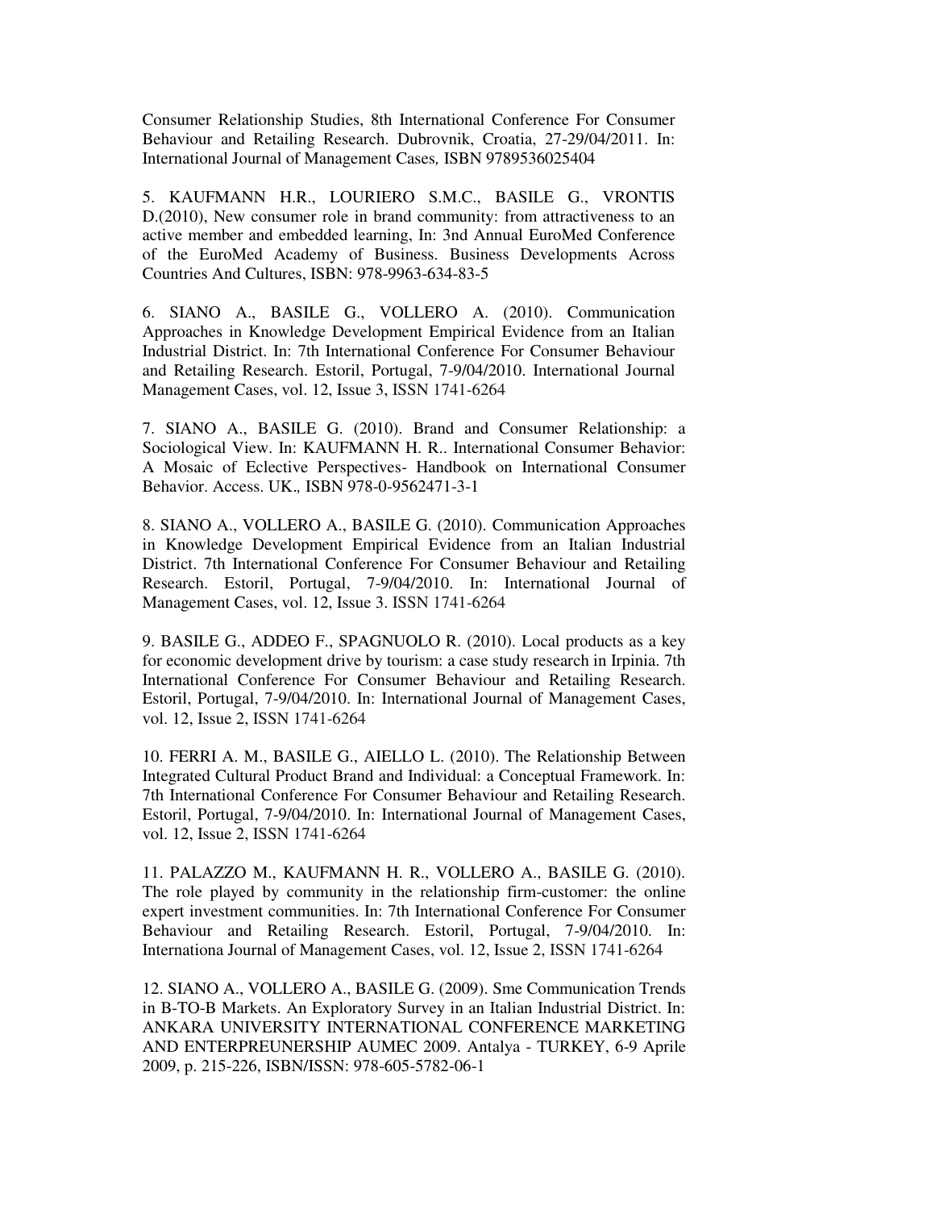Consumer Relationship Studies, 8th International Conference For Consumer Behaviour and Retailing Research. Dubrovnik, Croatia, 27-29/04/2011. In: International Journal of Management Cases*,* ISBN 9789536025404

5. KAUFMANN H.R., LOURIERO S.M.C., BASILE G., VRONTIS D.(2010), New consumer role in brand community: from attractiveness to an active member and embedded learning, In: 3nd Annual EuroMed Conference of the EuroMed Academy of Business. Business Developments Across Countries And Cultures, ISBN: 978-9963-634-83-5

6. SIANO A., BASILE G., VOLLERO A. (2010). Communication Approaches in Knowledge Development Empirical Evidence from an Italian Industrial District. In: 7th International Conference For Consumer Behaviour and Retailing Research. Estoril, Portugal, 7-9/04/2010. International Journal Management Cases, vol. 12, Issue 3, ISSN 1741-6264

7. SIANO A., BASILE G. (2010). Brand and Consumer Relationship: a Sociological View. In: KAUFMANN H. R.. International Consumer Behavior: A Mosaic of Eclective Perspectives- Handbook on International Consumer Behavior. Access. UK.*,* ISBN 978-0-9562471-3-1

8. SIANO A., VOLLERO A., BASILE G. (2010). Communication Approaches in Knowledge Development Empirical Evidence from an Italian Industrial District. 7th International Conference For Consumer Behaviour and Retailing Research. Estoril, Portugal, 7-9/04/2010. In: International Journal of Management Cases, vol. 12, Issue 3. ISSN 1741-6264

9. BASILE G., ADDEO F., SPAGNUOLO R. (2010). Local products as a key for economic development drive by tourism: a case study research in Irpinia. 7th International Conference For Consumer Behaviour and Retailing Research. Estoril, Portugal, 7-9/04/2010. In: International Journal of Management Cases, vol. 12, Issue 2, ISSN 1741-6264

10. FERRI A. M., BASILE G., AIELLO L. (2010). The Relationship Between Integrated Cultural Product Brand and Individual: a Conceptual Framework. In: 7th International Conference For Consumer Behaviour and Retailing Research. Estoril, Portugal, 7-9/04/2010. In: International Journal of Management Cases, vol. 12, Issue 2, ISSN 1741-6264

11. PALAZZO M., KAUFMANN H. R., VOLLERO A., BASILE G. (2010). The role played by community in the relationship firm-customer: the online expert investment communities. In: 7th International Conference For Consumer Behaviour and Retailing Research. Estoril, Portugal, 7-9/04/2010. In: Internationa Journal of Management Cases, vol. 12, Issue 2, ISSN 1741-6264

12. SIANO A., VOLLERO A., BASILE G. (2009). Sme Communication Trends in B-TO-B Markets. An Exploratory Survey in an Italian Industrial District. In: ANKARA UNIVERSITY INTERNATIONAL CONFERENCE MARKETING AND ENTERPREUNERSHIP AUMEC 2009. Antalya - TURKEY, 6-9 Aprile 2009, p. 215-226, ISBN/ISSN: 978-605-5782-06-1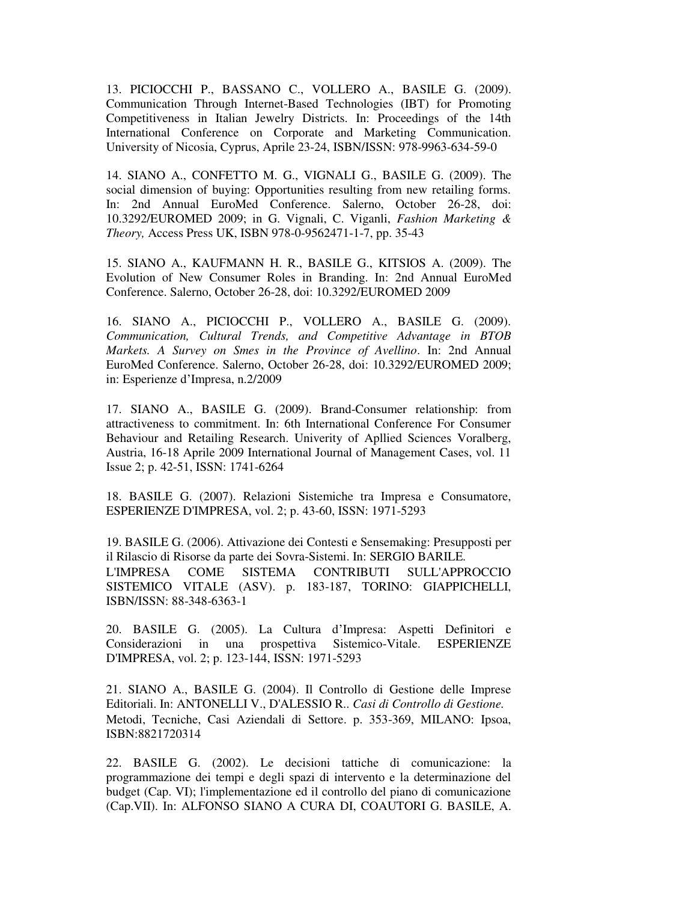13. PICIOCCHI P., BASSANO C., VOLLERO A., BASILE G. (2009). Communication Through Internet-Based Technologies (IBT) for Promoting Competitiveness in Italian Jewelry Districts. In: Proceedings of the 14th International Conference on Corporate and Marketing Communication. University of Nicosia, Cyprus, Aprile 23-24, ISBN/ISSN: 978-9963-634-59-0

14. SIANO A., CONFETTO M. G., VIGNALI G., BASILE G. (2009). The social dimension of buying: Opportunities resulting from new retailing forms. In: 2nd Annual EuroMed Conference. Salerno, October 26-28, doi: 10.3292/EUROMED 2009; in G. Vignali, C. Viganli, *Fashion Marketing & Theory,* Access Press UK, ISBN 978-0-9562471-1-7, pp. 35-43

15. SIANO A., KAUFMANN H. R., BASILE G., KITSIOS A. (2009). The Evolution of New Consumer Roles in Branding. In: 2nd Annual EuroMed Conference. Salerno, October 26-28, doi: 10.3292/EUROMED 2009

16. SIANO A., PICIOCCHI P., VOLLERO A., BASILE G. (2009). *Communication, Cultural Trends, and Competitive Advantage in BTOB Markets. A Survey on Smes in the Province of Avellino*. In: 2nd Annual EuroMed Conference. Salerno, October 26-28, doi: 10.3292/EUROMED 2009; in: Esperienze d'Impresa, n.2/2009

17. SIANO A., BASILE G. (2009). Brand-Consumer relationship: from attractiveness to commitment. In: 6th International Conference For Consumer Behaviour and Retailing Research. Univerity of Apllied Sciences Voralberg, Austria, 16-18 Aprile 2009 International Journal of Management Cases, vol. 11 Issue 2; p. 42-51, ISSN: 1741-6264

18. BASILE G. (2007). Relazioni Sistemiche tra Impresa e Consumatore, ESPERIENZE D'IMPRESA, vol. 2; p. 43-60, ISSN: 1971-5293

19. BASILE G. (2006). Attivazione dei Contesti e Sensemaking: Presupposti per il Rilascio di Risorse da parte dei Sovra-Sistemi. In: SERGIO BARILE. L'IMPRESA COME SISTEMA CONTRIBUTI SULL'APPROCCIO SISTEMICO VITALE (ASV). p. 183-187, TORINO: GIAPPICHELLI, ISBN/ISSN: 88-348-6363-1

20. BASILE G. (2005). La Cultura d'Impresa: Aspetti Definitori e Considerazioni in una prospettiva Sistemico-Vitale. ESPERIENZE D'IMPRESA, vol. 2; p. 123-144, ISSN: 1971-5293

21. SIANO A., BASILE G. (2004). Il Controllo di Gestione delle Imprese Editoriali. In: ANTONELLI V., D'ALESSIO R.. *Casi di Controllo di Gestione.* Metodi, Tecniche, Casi Aziendali di Settore. p. 353-369, MILANO: Ipsoa, ISBN:8821720314

22. BASILE G. (2002). Le decisioni tattiche di comunicazione: la programmazione dei tempi e degli spazi di intervento e la determinazione del budget (Cap. VI); l'implementazione ed il controllo del piano di comunicazione (Cap.VII). In: ALFONSO SIANO A CURA DI, COAUTORI G. BASILE, A.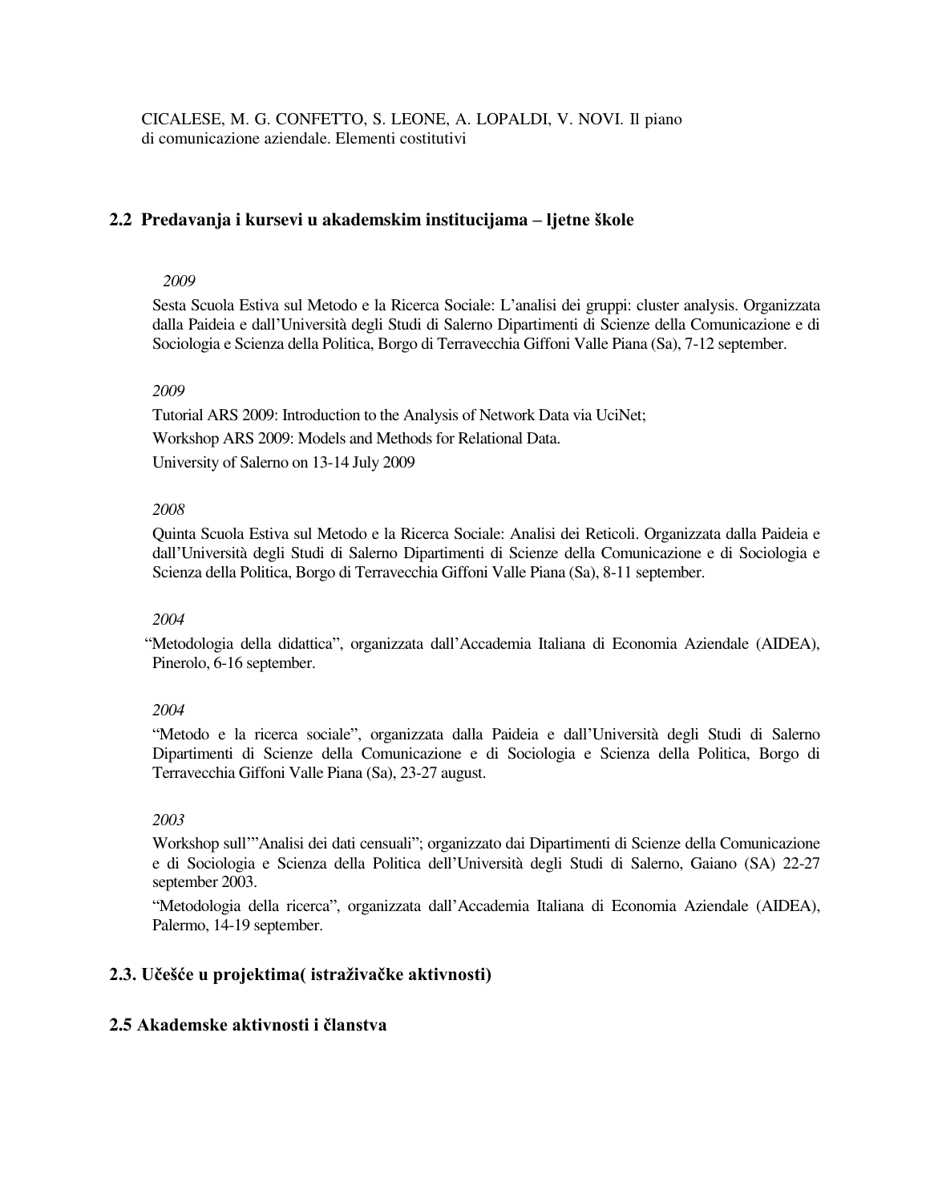CICALESE, M. G. CONFETTO, S. LEONE, A. LOPALDI, V. NOVI. Il piano di comunicazione aziendale. Elementi costitutivi

## 2.2 Predavanja i kursevi u akademskim institucijama – ljetne škole

*2009*

Sesta Scuola Estiva sul Metodo e la Ricerca Sociale: L'analisi dei gruppi: cluster analysis. Organizzata dalla Paideia e dall'Università degli Studi di Salerno Dipartimenti di Scienze della Comunicazione e di Sociologia e Scienza della Politica, Borgo di Terravecchia Giffoni Valle Piana (Sa), 7-12 september.

*2009*

Tutorial ARS 2009: Introduction to the Analysis of Network Data via UciNet;

Workshop ARS 2009: Models and Methods for Relational Data.

University of Salerno on 13-14 July 2009

*2008*

Quinta Scuola Estiva sul Metodo e la Ricerca Sociale: Analisi dei Reticoli. Organizzata dalla Paideia e dall'Università degli Studi di Salerno Dipartimenti di Scienze della Comunicazione e di Sociologia e Scienza della Politica, Borgo di Terravecchia Giffoni Valle Piana (Sa), 8-11 september.

*2004*

"Metodologia della didattica", organizzata dall'Accademia Italiana di Economia Aziendale (AIDEA), Pinerolo, 6-16 september.

*2004*

"Metodo e la ricerca sociale", organizzata dalla Paideia e dall'Università degli Studi di Salerno Dipartimenti di Scienze della Comunicazione e di Sociologia e Scienza della Politica, Borgo di Terravecchia Giffoni Valle Piana (Sa), 23-27 august.

*2003*

Workshop sull'"Analisi dei dati censuali"; organizzato dai Dipartimenti di Scienze della Comunicazione e di Sociologia e Scienza della Politica dell'Università degli Studi di Salerno, Gaiano (SA) 22-27 september 2003.

"Metodologia della ricerca", organizzata dall'Accademia Italiana di Economia Aziendale (AIDEA), Palermo, 14-19 september.

## 2.3. Učešće u projektima( istraživačke aktivnosti)

## 2.5 Akademske aktivnosti i članstva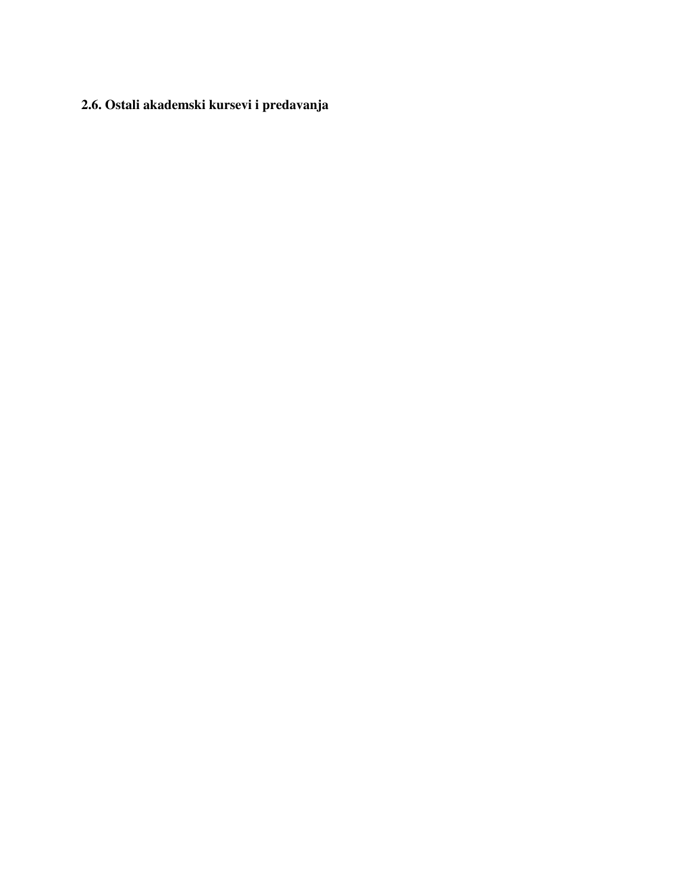### 2.6. Ostali akademski kursevi i predavanja